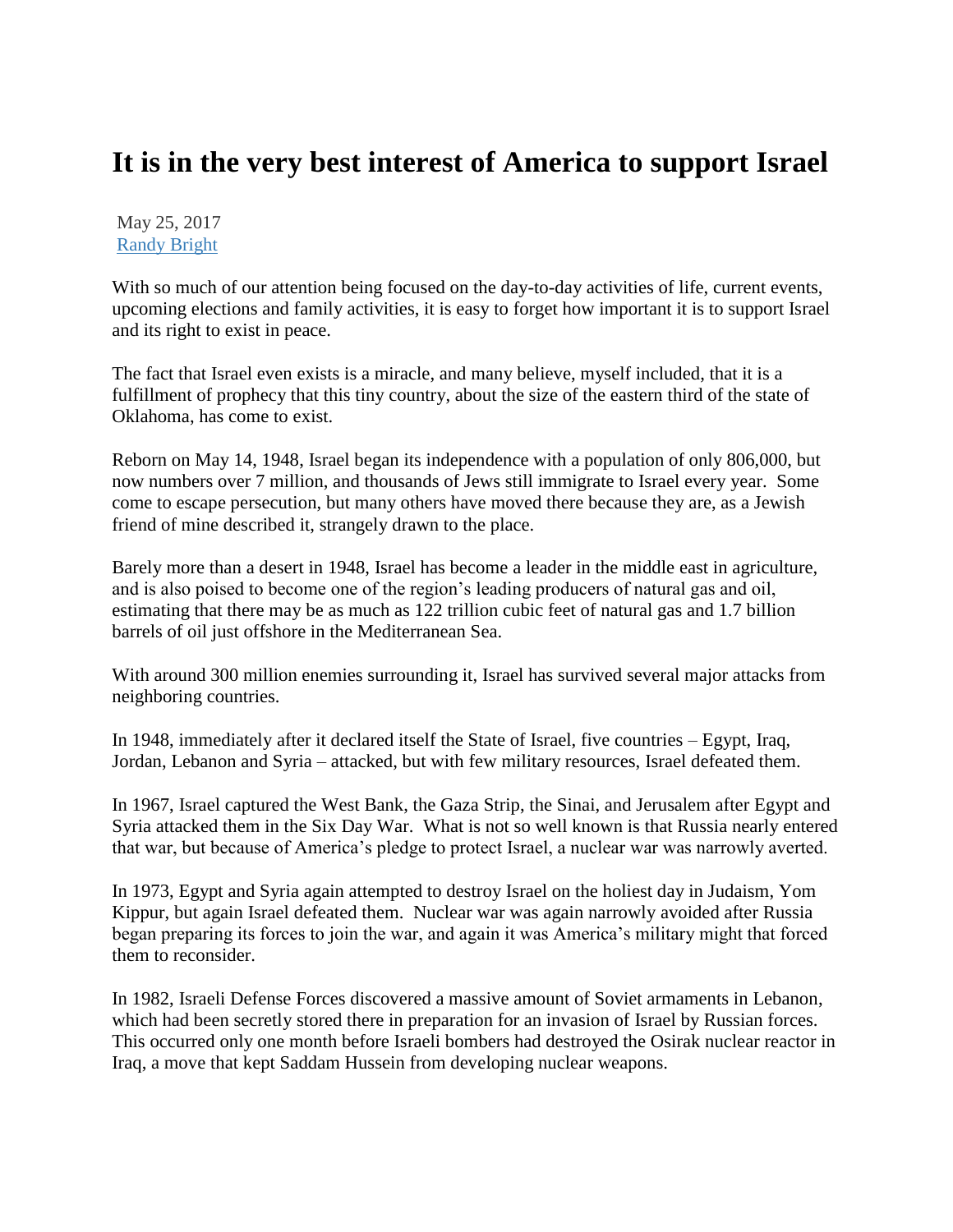# It is in the very best interest of America to support Israel

May 25, 2017
[Randy Bright]

With so much of our attention being focused on the day-to-day activities of life, current events, upcoming elections and family activities, it is easy to forget how important it is to support Israel and its right to exist in peace.

The fact that Israel even exists is a miracle, and many believe, myself included, that it is a fulfillment of prophecy that this tiny country, about the size of the eastern third of the state of Oklahoma, has come to exist.

Reborn on May 14, 1948, Israel began its independence with a population of only 806,000, but now numbers over 7 million, and thousands of Jews still immigrate to Israel every year. Some come to escape persecution, but many others have moved there because they are, as a Jewish friend of mine described it, strangely drawn to the place.

Barely more than a desert in 1948, Israel has become a leader in the middle east in agriculture, and is also poised to become one of the region's leading producers of natural gas and oil, estimating that there may be as much as 122 trillion cubic feet of natural gas and 1.7 billion barrels of oil just offshore in the Mediterranean Sea.

With around 300 million enemies surrounding it, Israel has survived several major attacks from neighboring countries.

In 1948, immediately after it declared itself the State of Israel, five countries – Egypt, Iraq, Jordan, Lebanon and Syria – attacked, but with few military resources, Israel defeated them.

In 1967, Israel captured the West Bank, the Gaza Strip, the Sinai, and Jerusalem after Egypt and Syria attacked them in the Six Day War. What is not so well known is that Russia nearly entered that war, but because of America's pledge to protect Israel, a nuclear war was narrowly averted.

In 1973, Egypt and Syria again attempted to destroy Israel on the holiest day in Judaism, Yom Kippur, but again Israel defeated them. Nuclear war was again narrowly avoided after Russia began preparing its forces to join the war, and again it was America's military might that forced them to reconsider.

In 1982, Israeli Defense Forces discovered a massive amount of Soviet armaments in Lebanon, which had been secretly stored there in preparation for an invasion of Israel by Russian forces. This occurred only one month before Israeli bombers had destroyed the Osirak nuclear reactor in Iraq, a move that kept Saddam Hussein from developing nuclear weapons.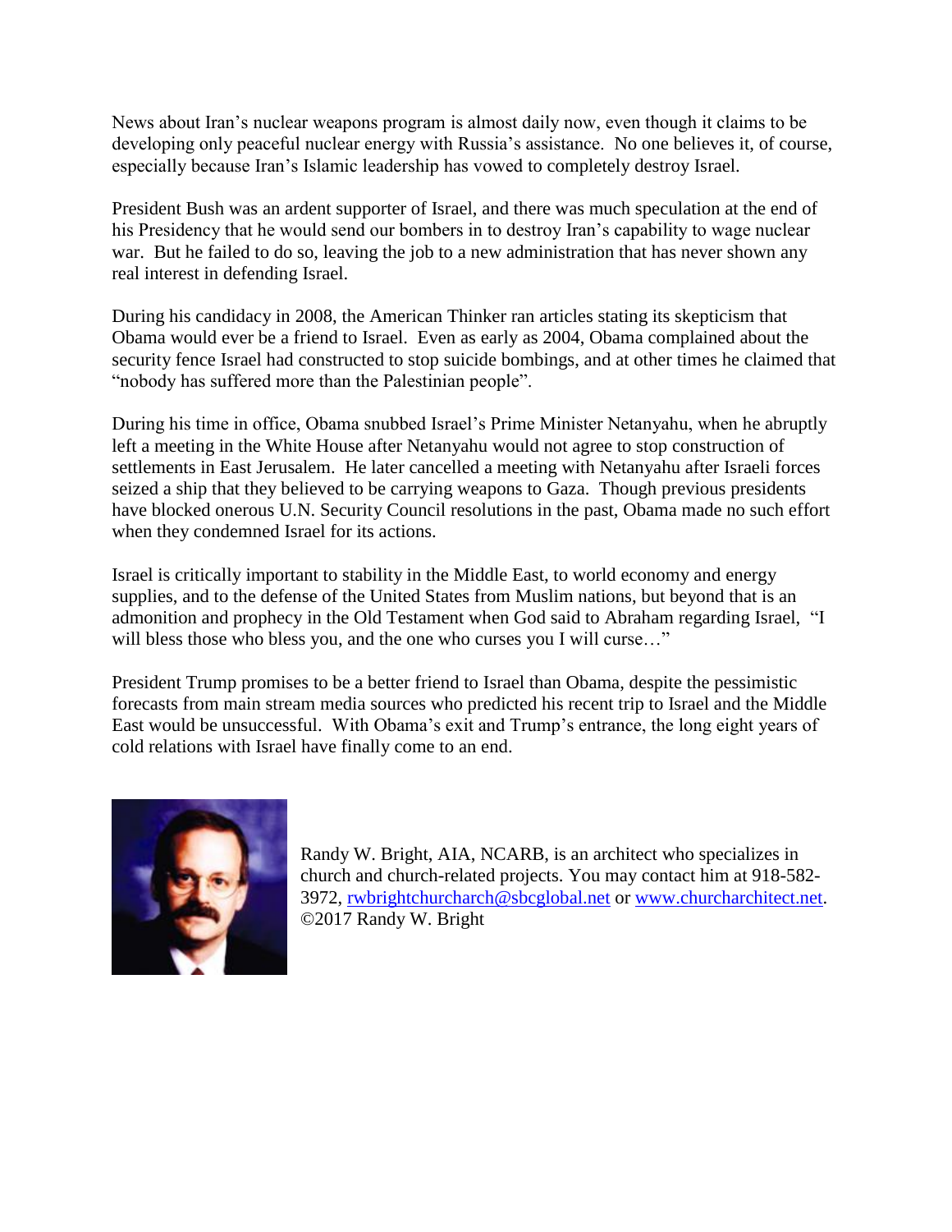News about Iran's nuclear weapons program is almost daily now, even though it claims to be developing only peaceful nuclear energy with Russia's assistance. No one believes it, of course, especially because Iran's Islamic leadership has vowed to completely destroy Israel.

President Bush was an ardent supporter of Israel, and there was much speculation at the end of his Presidency that he would send our bombers in to destroy Iran's capability to wage nuclear war. But he failed to do so, leaving the job to a new administration that has never shown any real interest in defending Israel.

During his candidacy in 2008, the American Thinker ran articles stating its skepticism that Obama would ever be a friend to Israel. Even as early as 2004, Obama complained about the security fence Israel had constructed to stop suicide bombings, and at other times he claimed that "nobody has suffered more than the Palestinian people".

During his time in office, Obama snubbed Israel's Prime Minister Netanyahu, when he abruptly left a meeting in the White House after Netanyahu would not agree to stop construction of settlements in East Jerusalem. He later cancelled a meeting with Netanyahu after Israeli forces seized a ship that they believed to be carrying weapons to Gaza. Though previous presidents have blocked onerous U.N. Security Council resolutions in the past, Obama made no such effort when they condemned Israel for its actions.

Israel is critically important to stability in the Middle East, to world economy and energy supplies, and to the defense of the United States from Muslim nations, but beyond that is an admonition and prophecy in the Old Testament when God said to Abraham regarding Israel, "I will bless those who bless you, and the one who curses you I will curse…"

President Trump promises to be a better friend to Israel than Obama, despite the pessimistic forecasts from main stream media sources who predicted his recent trip to Israel and the Middle East would be unsuccessful. With Obama's exit and Trump's entrance, the long eight years of cold relations with Israel have finally come to an end.

Randy W. Bright, AIA, NCARB, is an architect who specializes in church and church-related projects. You may contact him at 918-582-3972, rwbrightchurcharch@sbcglobal.net or www.churcharchitect.net. ©2017 Randy W. Bright